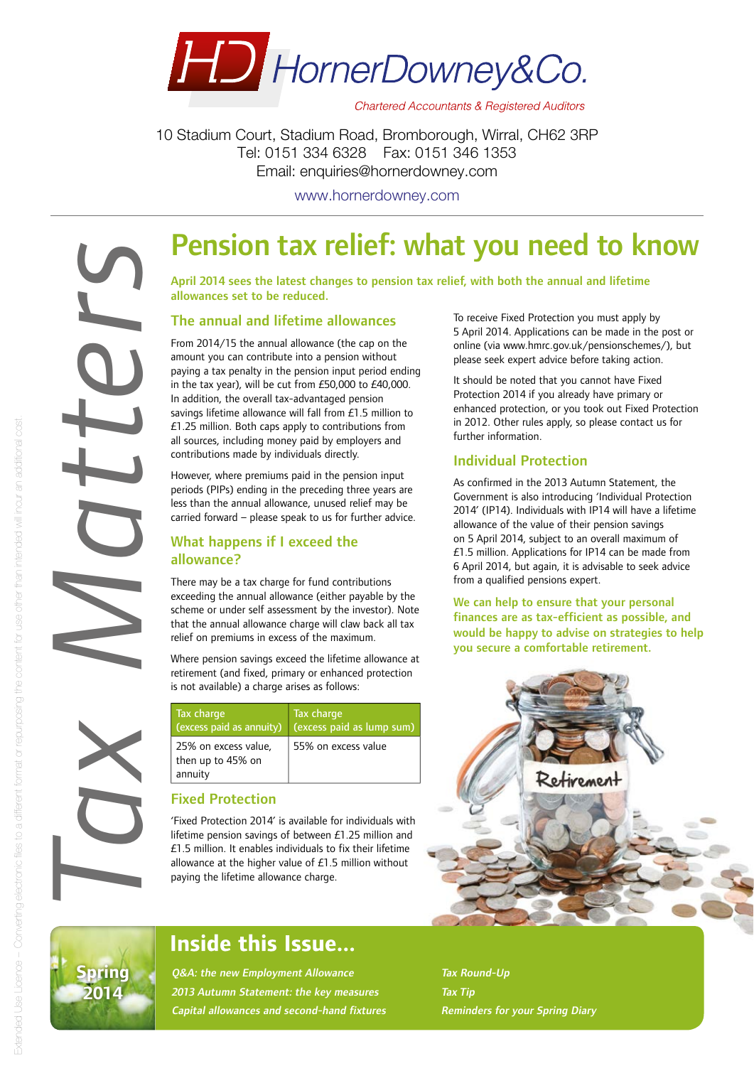# HornerDowney&Co.

*Chartered Accountants & Registered Auditors*

10 Stadium Court, Stadium Road, Bromborough, Wirral, CH62 3RP
Tel: 0151 334 6328 Fax: 0151 346 1353
Email: enquiries@hornerdowney.com

www.hornerdowney.com

*Tax Matters*

## Pension tax relief: what you need to know

**April 2014 sees the latest changes to pension tax relief, with both the annual and lifetime allowances set to be reduced.**

### The annual and lifetime allowances

From 2014/15 the annual allowance (the cap on the amount you can contribute into a pension without paying a tax penalty in the pension input period ending in the tax year), will be cut from £50,000 to £40,000. In addition, the overall tax-advantaged pension savings lifetime allowance will fall from £1.5 million to £1.25 million. Both caps apply to contributions from all sources, including money paid by employers and contributions made by individuals directly.

However, where premiums paid in the pension input periods (PIPs) ending in the preceding three years are less than the annual allowance, unused relief may be carried forward – please speak to us for further advice.

### What happens if I exceed the allowance?

There may be a tax charge for fund contributions exceeding the annual allowance (either payable by the scheme or under self assessment by the investor). Note that the annual allowance charge will claw back all tax relief on premiums in excess of the maximum.

Where pension savings exceed the lifetime allowance at retirement (and fixed, primary or enhanced protection is not available) a charge arises as follows:

| Tax charge (excess paid as annuity) | Tax charge (excess paid as lump sum) |
|---|---|
| 25% on excess value, then up to 45% on annuity | 55% on excess value |

### Fixed Protection

'Fixed Protection 2014' is available for individuals with lifetime pension savings of between £1.25 million and £1.5 million. It enables individuals to fix their lifetime allowance at the higher value of £1.5 million without paying the lifetime allowance charge.

To receive Fixed Protection you must apply by 5 April 2014. Applications can be made in the post or online (via www.hmrc.gov.uk/pensionschemes/), but please seek expert advice before taking action.

It should be noted that you cannot have Fixed Protection 2014 if you already have primary or enhanced protection, or you took out Fixed Protection in 2012. Other rules apply, so please contact us for further information.

### Individual Protection

As confirmed in the 2013 Autumn Statement, the Government is also introducing 'Individual Protection 2014' (IP14). Individuals with IP14 will have a lifetime allowance of the value of their pension savings on 5 April 2014, subject to an overall maximum of £1.5 million. Applications for IP14 can be made from 6 April 2014, but again, it is advisable to seek advice from a qualified pensions expert.

**We can help to ensure that your personal finances are as tax-efficient as possible, and would be happy to advise on strategies to help you secure a comfortable retirement.**

## Inside this Issue...

**Spring 2014**

- *Q&A: the new Employment Allowance*
- *2013 Autumn Statement: the key measures*
- *Capital allowances and second-hand fixtures*
- *Tax Round-Up*
- *Tax Tip*
- *Reminders for your Spring Diary*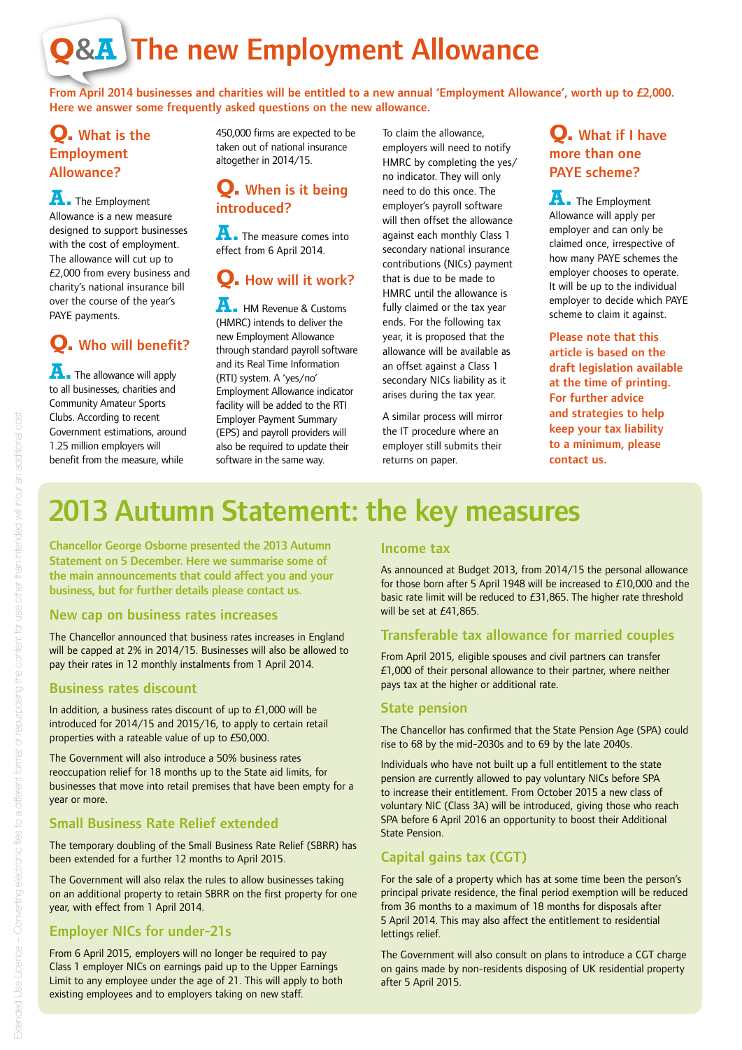# Q&A The new Employment Allowance

**From April 2014 businesses and charities will be entitled to a new annual 'Employment Allowance', worth up to £2,000. Here we answer some frequently asked questions on the new allowance.**

### Q. What is the Employment Allowance?

**A.** The Employment Allowance is a new measure designed to support businesses with the cost of employment. The allowance will cut up to £2,000 from every business and charity's national insurance bill over the course of the year's PAYE payments.

### Q. Who will benefit?

**A.** The allowance will apply to all businesses, charities and Community Amateur Sports Clubs. According to recent Government estimations, around 1.25 million employers will benefit from the measure, while 450,000 firms are expected to be taken out of national insurance altogether in 2014/15.

### Q. When is it being introduced?

**A.** The measure comes into effect from 6 April 2014.

### Q. How will it work?

**A.** HM Revenue & Customs (HMRC) intends to deliver the new Employment Allowance through standard payroll software and its Real Time Information (RTI) system. A 'yes/no' Employment Allowance indicator facility will be added to the RTI Employer Payment Summary (EPS) and payroll providers will also be required to update their software in the same way.

To claim the allowance, employers will need to notify HMRC by completing the yes/no indicator. They will only need to do this once. The employer's payroll software will then offset the allowance against each monthly Class 1 secondary national insurance contributions (NICs) payment that is due to be made to HMRC until the allowance is fully claimed or the tax year ends. For the following tax year, it is proposed that the allowance will be available as an offset against a Class 1 secondary NICs liability as it arises during the tax year.

A similar process will mirror the IT procedure where an employer still submits their returns on paper.

### Q. What if I have more than one PAYE scheme?

**A.** The Employment Allowance will apply per employer and can only be claimed once, irrespective of how many PAYE schemes the employer chooses to operate. It will be up to the individual employer to decide which PAYE scheme to claim it against.

**Please note that this article is based on the draft legislation available at the time of printing. For further advice and strategies to help keep your tax liability to a minimum, please contact us.**

# 2013 Autumn Statement: the key measures

**Chancellor George Osborne presented the 2013 Autumn Statement on 5 December. Here we summarise some of the main announcements that could affect you and your business, but for further details please contact us.**

### New cap on business rates increases

The Chancellor announced that business rates increases in England will be capped at 2% in 2014/15. Businesses will also be allowed to pay their rates in 12 monthly instalments from 1 April 2014.

### Business rates discount

In addition, a business rates discount of up to £1,000 will be introduced for 2014/15 and 2015/16, to apply to certain retail properties with a rateable value of up to £50,000.

The Government will also introduce a 50% business rates reoccupation relief for 18 months up to the State aid limits, for businesses that move into retail premises that have been empty for a year or more.

### Small Business Rate Relief extended

The temporary doubling of the Small Business Rate Relief (SBRR) has been extended for a further 12 months to April 2015.

The Government will also relax the rules to allow businesses taking on an additional property to retain SBRR on the first property for one year, with effect from 1 April 2014.

### Employer NICs for under-21s

From 6 April 2015, employers will no longer be required to pay Class 1 employer NICs on earnings paid up to the Upper Earnings Limit to any employee under the age of 21. This will apply to both existing employees and to employers taking on new staff.

### Income tax

As announced at Budget 2013, from 2014/15 the personal allowance for those born after 5 April 1948 will be increased to £10,000 and the basic rate limit will be reduced to £31,865. The higher rate threshold will be set at £41,865.

### Transferable tax allowance for married couples

From April 2015, eligible spouses and civil partners can transfer £1,000 of their personal allowance to their partner, where neither pays tax at the higher or additional rate.

### State pension

The Chancellor has confirmed that the State Pension Age (SPA) could rise to 68 by the mid-2030s and to 69 by the late 2040s.

Individuals who have not built up a full entitlement to the state pension are currently allowed to pay voluntary NICs before SPA to increase their entitlement. From October 2015 a new class of voluntary NIC (Class 3A) will be introduced, giving those who reach SPA before 6 April 2016 an opportunity to boost their Additional State Pension.

### Capital gains tax (CGT)

For the sale of a property which has at some time been the person's principal private residence, the final period exemption will be reduced from 36 months to a maximum of 18 months for disposals after 5 April 2014. This may also affect the entitlement to residential lettings relief.

The Government will also consult on plans to introduce a CGT charge on gains made by non-residents disposing of UK residential property after 5 April 2015.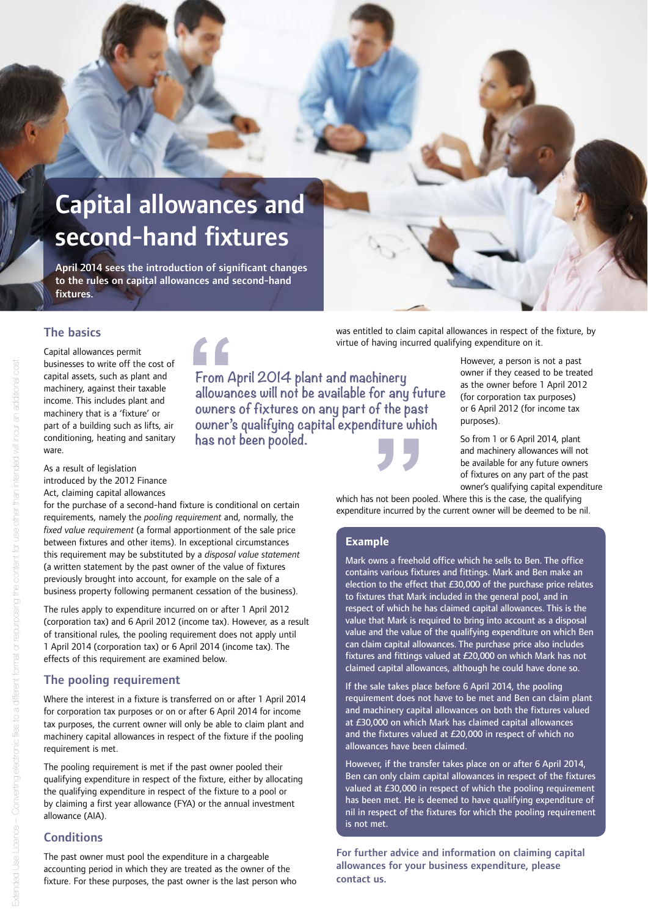# Capital allowances and second-hand fixtures

**April 2014 sees the introduction of significant changes to the rules on capital allowances and second-hand fixtures.**

## The basics

Capital allowances permit businesses to write off the cost of capital assets, such as plant and machinery, against their taxable income. This includes plant and machinery that is a 'fixture' or part of a building such as lifts, air conditioning, heating and sanitary ware.

As a result of legislation introduced by the 2012 Finance Act, claiming capital allowances for the purchase of a second-hand fixture is conditional on certain requirements, namely the *pooling requirement* and, normally, the *fixed value requirement* (a formal apportionment of the sale price between fixtures and other items). In exceptional circumstances this requirement may be substituted by a *disposal value statement* (a written statement by the past owner of the value of fixtures previously brought into account, for example on the sale of a business property following permanent cessation of the business).

The rules apply to expenditure incurred on or after 1 April 2012 (corporation tax) and 6 April 2012 (income tax). However, as a result of transitional rules, the pooling requirement does not apply until 1 April 2014 (corporation tax) or 6 April 2014 (income tax). The effects of this requirement are examined below.

## The pooling requirement

Where the interest in a fixture is transferred on or after 1 April 2014 for corporation tax purposes or on or after 6 April 2014 for income tax purposes, the current owner will only be able to claim plant and machinery capital allowances in respect of the fixture if the pooling requirement is met.

The pooling requirement is met if the past owner pooled their qualifying expenditure in respect of the fixture, either by allocating the qualifying expenditure in respect of the fixture to a pool or by claiming a first year allowance (FYA) or the annual investment allowance (AIA).

## Conditions

The past owner must pool the expenditure in a chargeable accounting period in which they are treated as the owner of the fixture. For these purposes, the past owner is the last person who was entitled to claim capital allowances in respect of the fixture, by virtue of having incurred qualifying expenditure on it.

> "From April 2014 plant and machinery allowances will not be available for any future owners of fixtures on any part of the past owner's qualifying capital expenditure which has not been pooled."

However, a person is not a past owner if they ceased to be treated as the owner before 1 April 2012 (for corporation tax purposes) or 6 April 2012 (for income tax purposes).

So from 1 or 6 April 2014, plant and machinery allowances will not be available for any future owners of fixtures on any part of the past owner's qualifying capital expenditure which has not been pooled. Where this is the case, the qualifying expenditure incurred by the current owner will be deemed to be nil.

### Example

Mark owns a freehold office which he sells to Ben. The office contains various fixtures and fittings. Mark and Ben make an election to the effect that £30,000 of the purchase price relates to fixtures that Mark included in the general pool, and in respect of which he has claimed capital allowances. This is the value that Mark is required to bring into account as a disposal value and the value of the qualifying expenditure on which Ben can claim capital allowances. The purchase price also includes fixtures and fittings valued at £20,000 on which Mark has not claimed capital allowances, although he could have done so.

If the sale takes place before 6 April 2014, the pooling requirement does not have to be met and Ben can claim plant and machinery capital allowances on both the fixtures valued at £30,000 on which Mark has claimed capital allowances and the fixtures valued at £20,000 in respect of which no allowances have been claimed.

However, if the transfer takes place on or after 6 April 2014, Ben can only claim capital allowances in respect of the fixtures valued at £30,000 in respect of which the pooling requirement has been met. He is deemed to have qualifying expenditure of nil in respect of the fixtures for which the pooling requirement is not met.

**For further advice and information on claiming capital allowances for your business expenditure, please contact us.**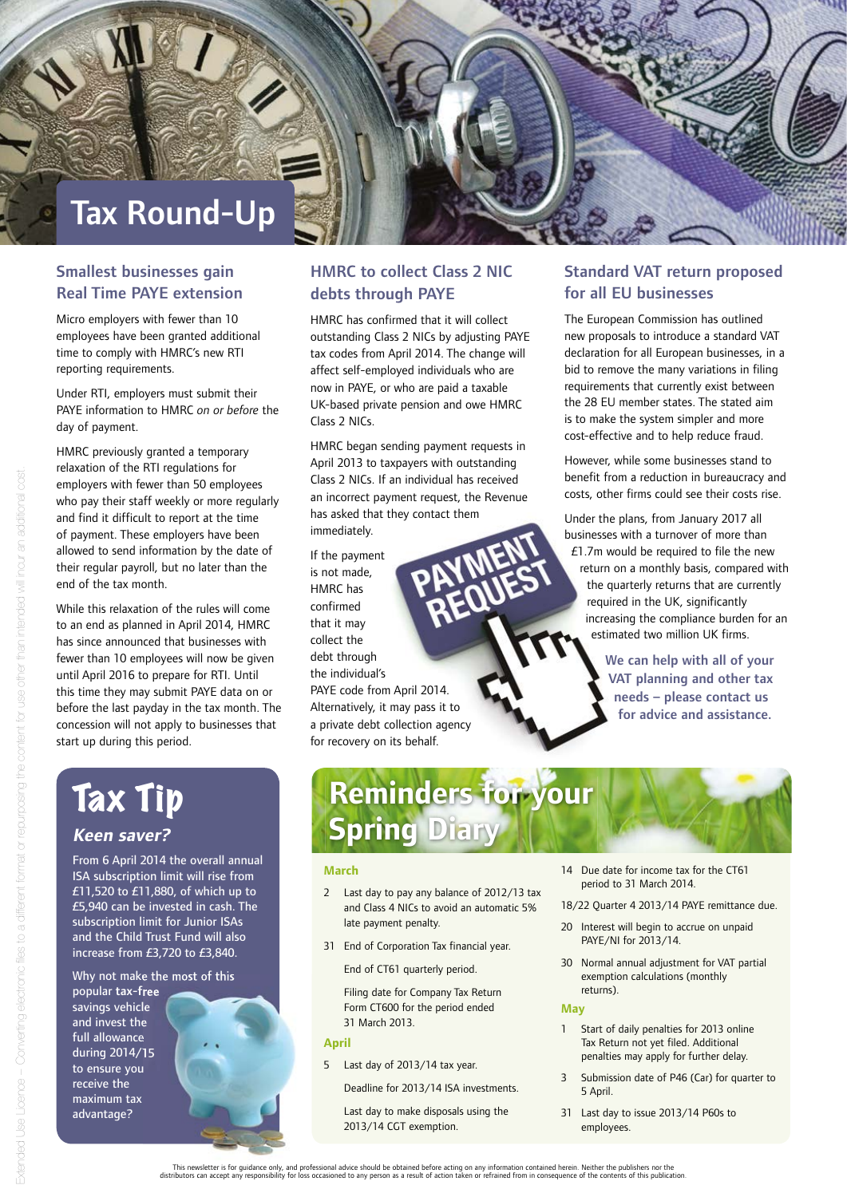# Tax Round-Up

## Smallest businesses gain Real Time PAYE extension

Micro employers with fewer than 10 employees have been granted additional time to comply with HMRC's new RTI reporting requirements.

Under RTI, employers must submit their PAYE information to HMRC *on or before* the day of payment.

HMRC previously granted a temporary relaxation of the RTI regulations for employers with fewer than 50 employees who pay their staff weekly or more regularly and find it difficult to report at the time of payment. These employers have been allowed to send information by the date of their regular payroll, but no later than the end of the tax month.

While this relaxation of the rules will come to an end as planned in April 2014, HMRC has since announced that businesses with fewer than 10 employees will now be given until April 2016 to prepare for RTI. Until this time they may submit PAYE data on or before the last payday in the tax month. The concession will not apply to businesses that start up during this period.

## HMRC to collect Class 2 NIC debts through PAYE

HMRC has confirmed that it will collect outstanding Class 2 NICs by adjusting PAYE tax codes from April 2014. The change will affect self-employed individuals who are now in PAYE, or who are paid a taxable UK-based private pension and owe HMRC Class 2 NICs.

HMRC began sending payment requests in April 2013 to taxpayers with outstanding Class 2 NICs. If an individual has received an incorrect payment request, the Revenue has asked that they contact them immediately.

If the payment is not made, HMRC has confirmed that it may collect the debt through the individual's PAYE code from April 2014. Alternatively, it may pass it to a private debt collection agency for recovery on its behalf.

## Standard VAT return proposed for all EU businesses

The European Commission has outlined new proposals to introduce a standard VAT declaration for all European businesses, in a bid to remove the many variations in filing requirements that currently exist between the 28 EU member states. The stated aim is to make the system simpler and more cost-effective and to help reduce fraud.

However, while some businesses stand to benefit from a reduction in bureaucracy and costs, other firms could see their costs rise.

Under the plans, from January 2017 all businesses with a turnover of more than £1.7m would be required to file the new return on a monthly basis, compared with the quarterly returns that are currently required in the UK, significantly increasing the compliance burden for an estimated two million UK firms.

**We can help with all of your VAT planning and other tax needs – please contact us for advice and assistance.**

## Tax Tip

### *Keen saver?*

From 6 April 2014 the overall annual ISA subscription limit will rise from £11,520 to £11,880, of which up to £5,940 can be invested in cash. The subscription limit for Junior ISAs and the Child Trust Fund will also increase from £3,720 to £3,840.

Why not make the most of this popular **tax-free** savings vehicle and invest the full allowance during 2014/15 to ensure you receive the maximum tax advantage?

## Reminders for your Spring Diary

### March

- 2 Last day to pay any balance of 2012/13 tax and Class 4 NICs to avoid an automatic 5% late payment penalty.
- 31 End of Corporation Tax financial year.
  End of CT61 quarterly period.
  Filing date for Company Tax Return Form CT600 for the period ended 31 March 2013.

### April

- 5 Last day of 2013/14 tax year.
  Deadline for 2013/14 ISA investments.
  Last day to make disposals using the 2013/14 CGT exemption.
- 14 Due date for income tax for the CT61 period to 31 March 2014.
- 18/22 Quarter 4 2013/14 PAYE remittance due.
- 20 Interest will begin to accrue on unpaid PAYE/NI for 2013/14.
- 30 Normal annual adjustment for VAT partial exemption calculations (monthly returns).

### May

- 1 Start of daily penalties for 2013 online Tax Return not yet filed. Additional penalties may apply for further delay.
- 3 Submission date of P46 (Car) for quarter to 5 April.
- 31 Last day to issue 2013/14 P60s to employees.

This newsletter is for guidance only, and professional advice should be obtained before acting on any information contained herein. Neither the publishers nor the distributors can accept any responsibility for loss occasioned to any person as a result of action taken or refrained from in consequence of the contents of this publication.